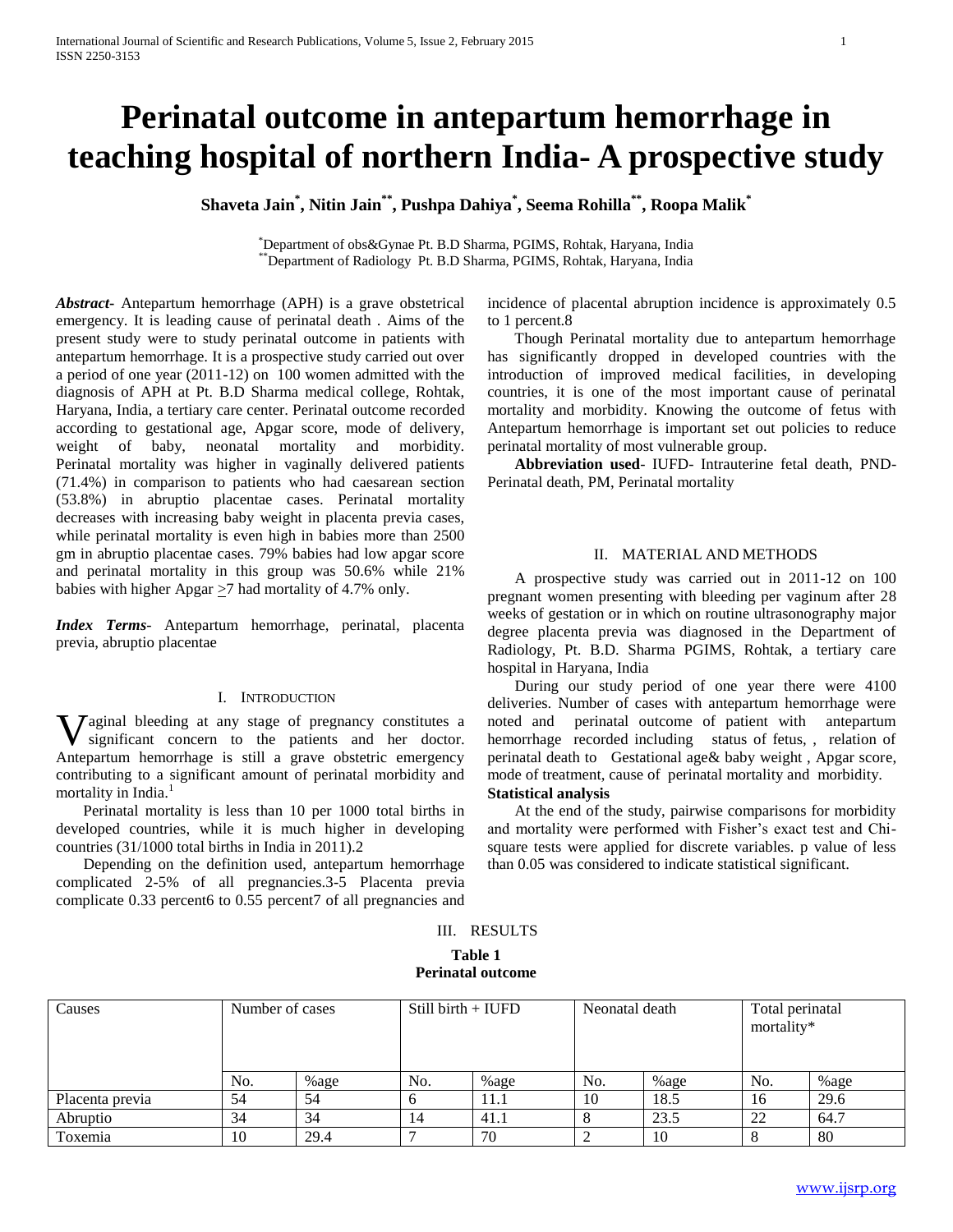# Perinatal outcome in antepartum hemorrhage in teaching hospital of northern India- A prospective study

**Shaveta Jain[*], Nitin Jain[**], Pushpa Dahiya[*], Seema Rohilla[**], Roopa Malik[*]**

[*]Department of obs&Gynae Pt. B.D Sharma, PGIMS, Rohtak, Haryana, India
[**]Department of Radiology Pt. B.D Sharma, PGIMS, Rohtak, Haryana, India

***Abstract***- Antepartum hemorrhage (APH) is a grave obstetrical emergency. It is leading cause of perinatal death . Aims of the present study were to study perinatal outcome in patients with antepartum hemorrhage. It is a prospective study carried out over a period of one year (2011-12) on 100 women admitted with the diagnosis of APH at Pt. B.D Sharma medical college, Rohtak, Haryana, India, a tertiary care center. Perinatal outcome recorded according to gestational age, Apgar score, mode of delivery, weight of baby, neonatal mortality and morbidity. Perinatal mortality was higher in vaginally delivered patients (71.4%) in comparison to patients who had caesarean section (53.8%) in abruptio placentae cases. Perinatal mortality decreases with increasing baby weight in placenta previa cases, while perinatal mortality is even high in babies more than 2500 gm in abruptio placentae cases. 79% babies had low apgar score and perinatal mortality in this group was 50.6% while 21% babies with higher Apgar $\geq$7 had mortality of 4.7% only.

***Index Terms***- Antepartum hemorrhage, perinatal, placenta previa, abruptio placentae

## I. Introduction

Vaginal bleeding at any stage of pregnancy constitutes a significant concern to the patients and her doctor. Antepartum hemorrhage is still a grave obstetric emergency contributing to a significant amount of perinatal morbidity and mortality in India.[1]

Perinatal mortality is less than 10 per 1000 total births in developed countries, while it is much higher in developing countries (31/1000 total births in India in 2011).2

Depending on the definition used, antepartum hemorrhage complicated 2-5% of all pregnancies.3-5 Placenta previa complicate 0.33 percent6 to 0.55 percent7 of all pregnancies and incidence of placental abruption incidence is approximately 0.5 to 1 percent.8

Though Perinatal mortality due to antepartum hemorrhage has significantly dropped in developed countries with the introduction of improved medical facilities, in developing countries, it is one of the most important cause of perinatal mortality and morbidity. Knowing the outcome of fetus with Antepartum hemorrhage is important set out policies to reduce perinatal mortality of most vulnerable group.

**Abbreviation used**- IUFD- Intrauterine fetal death, PND-Perinatal death, PM, Perinatal mortality

## II. Material and Methods

A prospective study was carried out in 2011-12 on 100 pregnant women presenting with bleeding per vaginum after 28 weeks of gestation or in which on routine ultrasonography major degree placenta previa was diagnosed in the Department of Radiology, Pt. B.D. Sharma PGIMS, Rohtak, a tertiary care hospital in Haryana, India

During our study period of one year there were 4100 deliveries. Number of cases with antepartum hemorrhage were noted and perinatal outcome of patient with antepartum hemorrhage recorded including status of fetus, , relation of perinatal death to Gestational age& baby weight , Apgar score, mode of treatment, cause of perinatal mortality and morbidity.

**Statistical analysis**

At the end of the study, pairwise comparisons for morbidity and mortality were performed with Fisher's exact test and Chi-square tests were applied for discrete variables. p value of less than 0.05 was considered to indicate statistical significant.

## III. Results

**Table 1**
**Perinatal outcome**

| Causes | Number of cases | | Still birth + IUFD | | Neonatal death | | Total perinatal mortality* | |
|---|---|---|---|---|---|---|---|---|
| | No. | %age | No. | %age | No. | %age | No. | %age |
| Placenta previa | 54 | 54 | 6 | 11.1 | 10 | 18.5 | 16 | 29.6 |
| Abruptio | 34 | 34 | 14 | 41.1 | 8 | 23.5 | 22 | 64.7 |
| Toxemia | 10 | 29.4 | 7 | 70 | 2 | 10 | 8 | 80 |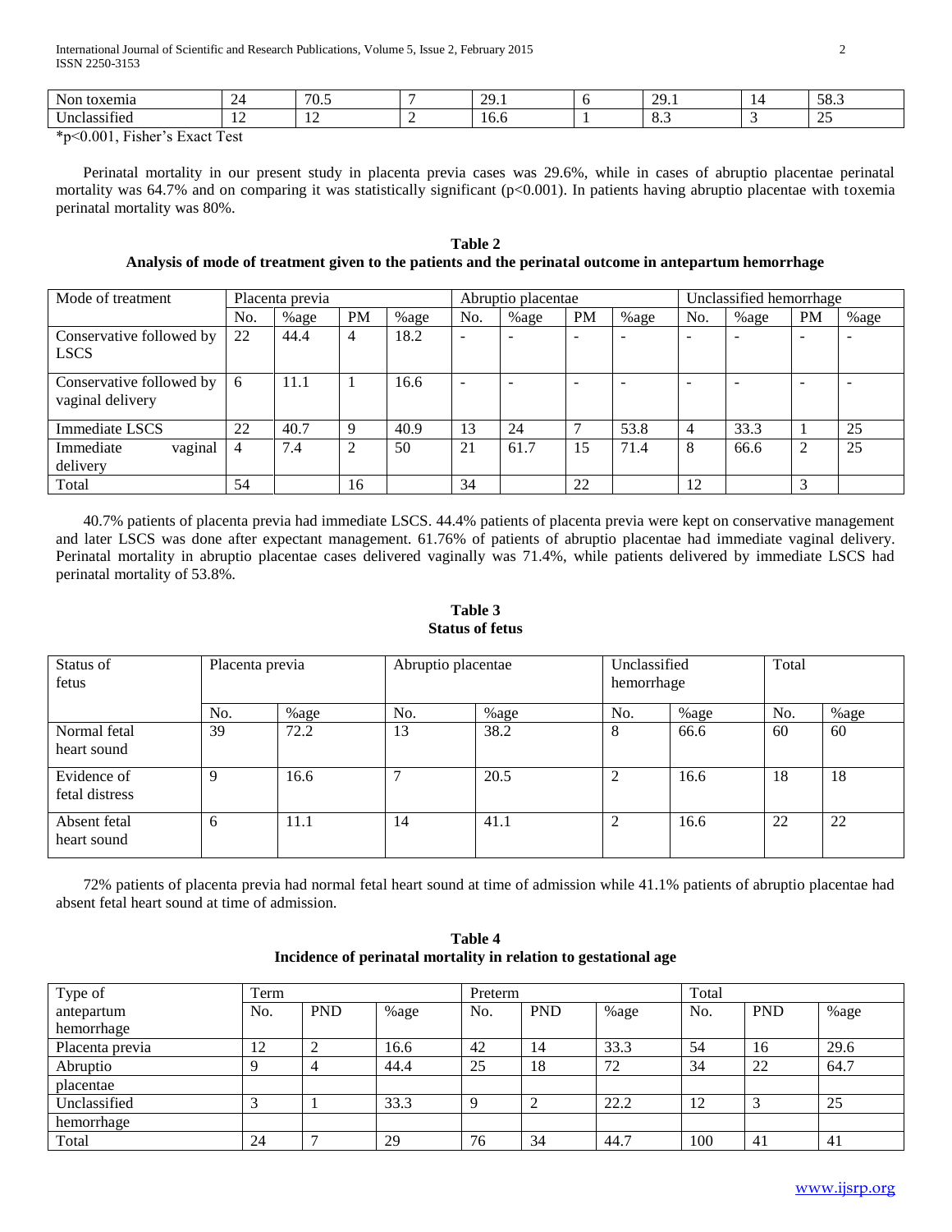| | | | | | | | | |
|---|---|---|---|---|---|---|---|---|
| Non toxemia | 24 | 70.5 | 7 | 29.1 | 6 | 29.1 | 14 | 58.3 |
| Unclassified | 12 | 12 | 2 | 16.6 | 1 | 8.3 | 3 | 25 |

*$p<0.001$, Fisher's Exact Test

Perinatal mortality in our present study in placenta previa cases was 29.6%, while in cases of abruptio placentae perinatal mortality was 64.7% and on comparing it was statistically significant ($p<0.001$). In patients having abruptio placentae with toxemia perinatal mortality was 80%.

**Table 2**
**Analysis of mode of treatment given to the patients and the perinatal outcome in antepartum hemorrhage**

| Mode of treatment | Placenta previa | | | | Abruptio placentae | | | | Unclassified hemorrhage | | | |
|---|---|---|---|---|---|---|---|---|---|---|---|---|
| | No. | %age | PM | %age | No. | %age | PM | %age | No. | %age | PM | %age |
| Conservative followed by LSCS | 22 | 44.4 | 4 | 18.2 | - | - | - | - | - | - | - | - |
| Conservative followed by vaginal delivery | 6 | 11.1 | 1 | 16.6 | - | - | - | - | - | - | - | - |
| Immediate LSCS | 22 | 40.7 | 9 | 40.9 | 13 | 24 | 7 | 53.8 | 4 | 33.3 | 1 | 25 |
| Immediate vaginal delivery | 4 | 7.4 | 2 | 50 | 21 | 61.7 | 15 | 71.4 | 8 | 66.6 | 2 | 25 |
| Total | 54 | | 16 | | 34 | | 22 | | 12 | | 3 | |

40.7% patients of placenta previa had immediate LSCS. 44.4% patients of placenta previa were kept on conservative management and later LSCS was done after expectant management. 61.76% of patients of abruptio placentae had immediate vaginal delivery. Perinatal mortality in abruptio placentae cases delivered vaginally was 71.4%, while patients delivered by immediate LSCS had perinatal mortality of 53.8%.

**Table 3**
**Status of fetus**

| Status of fetus | Placenta previa | | Abruptio placentae | | Unclassified hemorrhage | | Total | |
|---|---|---|---|---|---|---|---|---|
| | No. | %age | No. | %age | No. | %age | No. | %age |
| Normal fetal heart sound | 39 | 72.2 | 13 | 38.2 | 8 | 66.6 | 60 | 60 |
| Evidence of fetal distress | 9 | 16.6 | 7 | 20.5 | 2 | 16.6 | 18 | 18 |
| Absent fetal heart sound | 6 | 11.1 | 14 | 41.1 | 2 | 16.6 | 22 | 22 |

72% patients of placenta previa had normal fetal heart sound at time of admission while 41.1% patients of abruptio placentae had absent fetal heart sound at time of admission.

**Table 4**
**Incidence of perinatal mortality in relation to gestational age**

| Type of antepartum hemorrhage | Term | | | Preterm | | | Total | | |
|---|---|---|---|---|---|---|---|---|---|
| | No. | PND | %age | No. | PND | %age | No. | PND | %age |
| Placenta previa | 12 | 2 | 16.6 | 42 | 14 | 33.3 | 54 | 16 | 29.6 |
| Abruptio placentae | 9 | 4 | 44.4 | 25 | 18 | 72 | 34 | 22 | 64.7 |
| Unclassified hemorrhage | 3 | 1 | 33.3 | 9 | 2 | 22.2 | 12 | 3 | 25 |
| Total | 24 | 7 | 29 | 76 | 34 | 44.7 | 100 | 41 | 41 |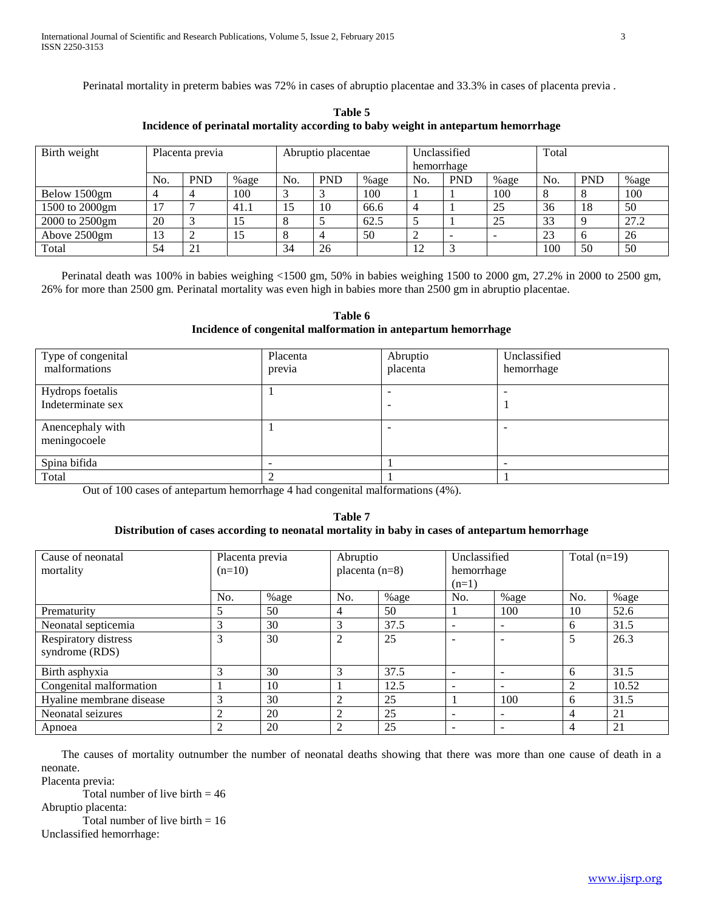Perinatal mortality in preterm babies was 72% in cases of abruptio placentae and 33.3% in cases of placenta previa .

**Table 5**
**Incidence of perinatal mortality according to baby weight in antepartum hemorrhage**

| Birth weight | Placenta previa | | | Abruptio placentae | | | Unclassified hemorrhage | | | Total | | |
|---|---|---|---|---|---|---|---|---|---|---|---|---|
| | No. | PND | %age | No. | PND | %age | No. | PND | %age | No. | PND | %age |
| Below 1500gm | 4 | 4 | 100 | 3 | 3 | 100 | 1 | 1 | 100 | 8 | 8 | 100 |
| 1500 to 2000gm | 17 | 7 | 41.1 | 15 | 10 | 66.6 | 4 | 1 | 25 | 36 | 18 | 50 |
| 2000 to 2500gm | 20 | 3 | 15 | 8 | 5 | 62.5 | 5 | 1 | 25 | 33 | 9 | 27.2 |
| Above 2500gm | 13 | 2 | 15 | 8 | 4 | 50 | 2 | - | - | 23 | 6 | 26 |
| Total | 54 | 21 | | 34 | 26 | | 12 | 3 | | 100 | 50 | 50 |

Perinatal death was 100% in babies weighing <1500 gm, 50% in babies weighing 1500 to 2000 gm, 27.2% in 2000 to 2500 gm, 26% for more than 2500 gm. Perinatal mortality was even high in babies more than 2500 gm in abruptio placentae.

**Table 6**
**Incidence of congenital malformation in antepartum hemorrhage**

| Type of congenital malformations | Placenta previa | Abruptio placenta | Unclassified hemorrhage |
|---|---|---|---|
| Hydrops foetalis<br>Indeterminate sex | 1 | -<br>- | -<br>1 |
| Anencephaly with meningocoele | 1 | - | - |
| Spina bifida | - | 1 | - |
| Total | 2 | 1 | 1 |

Out of 100 cases of antepartum hemorrhage 4 had congenital malformations (4%).

**Table 7**
**Distribution of cases according to neonatal mortality in baby in cases of antepartum hemorrhage**

| Cause of neonatal mortality | Placenta previa (n=10) | | Abruptio placenta (n=8) | | Unclassified hemorrhage (n=1) | | Total (n=19) | |
|---|---|---|---|---|---|---|---|---|
| | No. | %age | No. | %age | No. | %age | No. | %age |
| Prematurity | 5 | 50 | 4 | 50 | 1 | 100 | 10 | 52.6 |
| Neonatal septicemia | 3 | 30 | 3 | 37.5 | - | - | 6 | 31.5 |
| Respiratory distress syndrome (RDS) | 3 | 30 | 2 | 25 | - | - | 5 | 26.3 |
| Birth asphyxia | 3 | 30 | 3 | 37.5 | - | - | 6 | 31.5 |
| Congenital malformation | 1 | 10 | 1 | 12.5 | - | - | 2 | 10.52 |
| Hyaline membrane disease | 3 | 30 | 2 | 25 | 1 | 100 | 6 | 31.5 |
| Neonatal seizures | 2 | 20 | 2 | 25 | - | - | 4 | 21 |
| Apnoea | 2 | 20 | 2 | 25 | - | - | 4 | 21 |

The causes of mortality outnumber the number of neonatal deaths showing that there was more than one cause of death in a neonate.

Placenta previa:

Total number of live birth = 46

Abruptio placenta:

Total number of live birth = 16

Unclassified hemorrhage: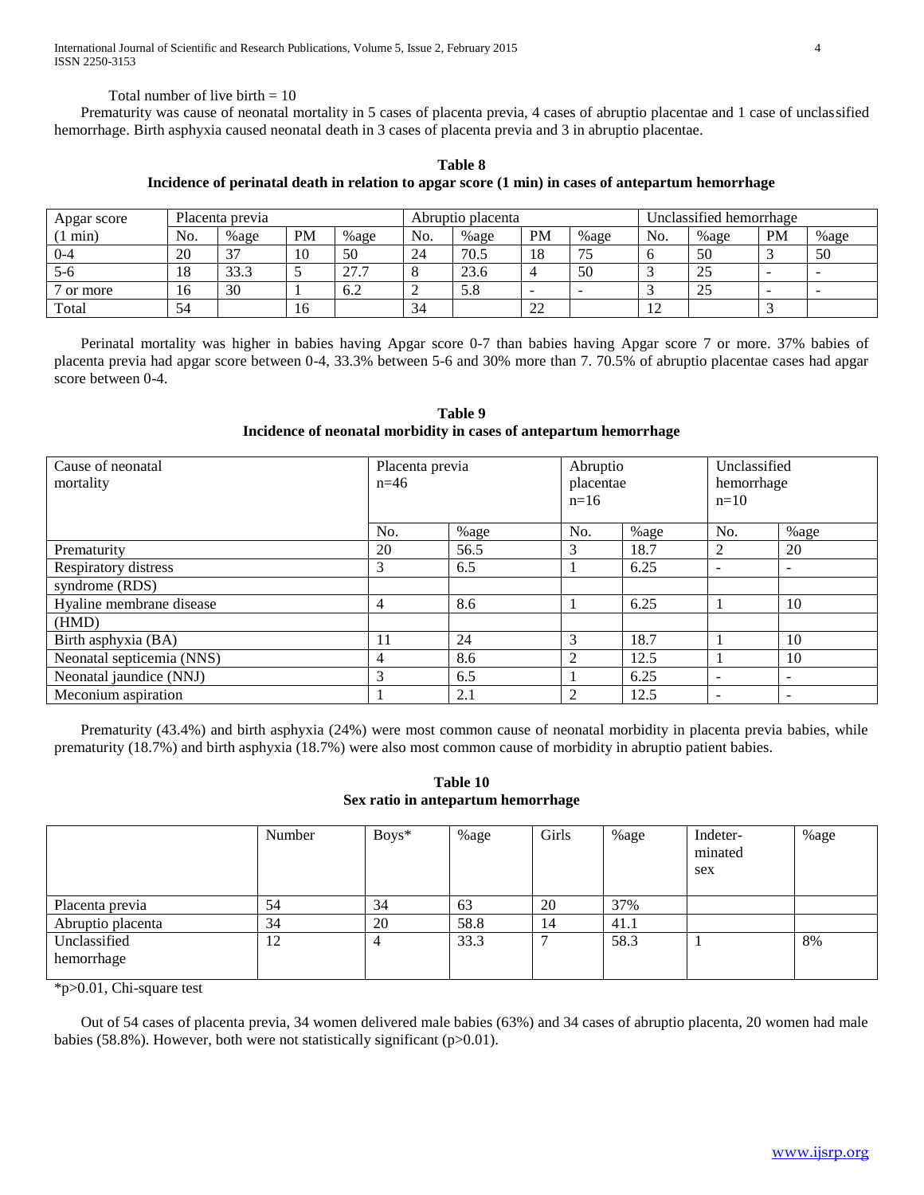Total number of live birth = 10

Prematurity was cause of neonatal mortality in 5 cases of placenta previa, 4 cases of abruptio placentae and 1 case of unclassified hemorrhage. Birth asphyxia caused neonatal death in 3 cases of placenta previa and 3 in abruptio placentae.

**Table 8**
**Incidence of perinatal death in relation to apgar score (1 min) in cases of antepartum hemorrhage**

| Apgar score | Placenta previa | | | | Abruptio placenta | | | | Unclassified hemorrhage | | | |
|---|---|---|---|---|---|---|---|---|---|---|---|---|
| (1 min) | No. | %age | PM | %age | No. | %age | PM | %age | No. | %age | PM | %age |
| 0-4 | 20 | 37 | 10 | 50 | 24 | 70.5 | 18 | 75 | 6 | 50 | 3 | 50 |
| 5-6 | 18 | 33.3 | 5 | 27.7 | 8 | 23.6 | 4 | 50 | 3 | 25 | - | - |
| 7 or more | 16 | 30 | 1 | 6.2 | 2 | 5.8 | - | - | 3 | 25 | - | - |
| Total | 54 | | 16 | | 34 | | 22 | | 12 | | 3 | |

Perinatal mortality was higher in babies having Apgar score 0-7 than babies having Apgar score 7 or more. 37% babies of placenta previa had apgar score between 0-4, 33.3% between 5-6 and 30% more than 7. 70.5% of abruptio placentae cases had apgar score between 0-4.

**Table 9**
**Incidence of neonatal morbidity in cases of antepartum hemorrhage**

| Cause of neonatal mortality | Placenta previa n=46 | | Abruptio placentae n=16 | | Unclassified hemorrhage n=10 | |
|---|---|---|---|---|---|---|
| | No. | %age | No. | %age | No. | %age |
| Prematurity | 20 | 56.5 | 3 | 18.7 | 2 | 20 |
| Respiratory distress syndrome (RDS) | 3 | 6.5 | 1 | 6.25 | - | - |
| Hyaline membrane disease (HMD) | 4 | 8.6 | 1 | 6.25 | 1 | 10 |
| Birth asphyxia (BA) | 11 | 24 | 3 | 18.7 | 1 | 10 |
| Neonatal septicemia (NNS) | 4 | 8.6 | 2 | 12.5 | 1 | 10 |
| Neonatal jaundice (NNJ) | 3 | 6.5 | 1 | 6.25 | - | - |
| Meconium aspiration | 1 | 2.1 | 2 | 12.5 | - | - |

Prematurity (43.4%) and birth asphyxia (24%) were most common cause of neonatal morbidity in placenta previa babies, while prematurity (18.7%) and birth asphyxia (18.7%) were also most common cause of morbidity in abruptio patient babies.

**Table 10**
**Sex ratio in antepartum hemorrhage**

| | Number | Boys* | %age | Girls | %age | Indeter-minated sex | %age |
|---|---|---|---|---|---|---|---|
| Placenta previa | 54 | 34 | 63 | 20 | 37% | | |
| Abruptio placenta | 34 | 20 | 58.8 | 14 | 41.1 | | |
| Unclassified hemorrhage | 12 | 4 | 33.3 | 7 | 58.3 | 1 | 8% |

*$p>0.01$, Chi-square test

Out of 54 cases of placenta previa, 34 women delivered male babies (63%) and 34 cases of abruptio placenta, 20 women had male babies (58.8%). However, both were not statistically significant ($p>0.01$).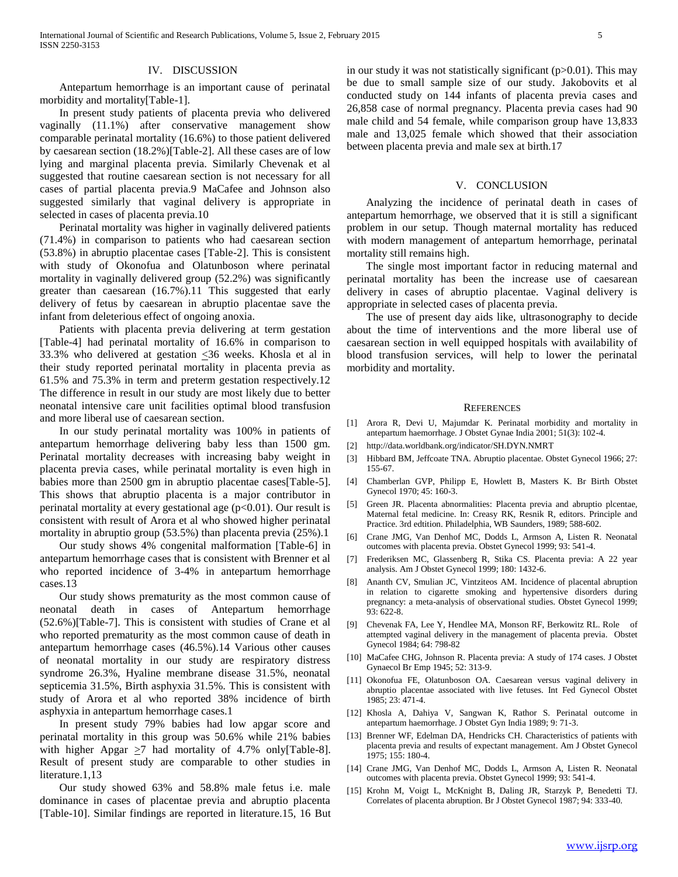## IV. DISCUSSION

Antepartum hemorrhage is an important cause of perinatal morbidity and mortality[Table-1].

In present study patients of placenta previa who delivered vaginally (11.1%) after conservative management show comparable perinatal mortality (16.6%) to those patient delivered by caesarean section (18.2%)[Table-2]. All these cases are of low lying and marginal placenta previa. Similarly Chevenak et al suggested that routine caesarean section is not necessary for all cases of partial placenta previa.9 MaCafee and Johnson also suggested similarly that vaginal delivery is appropriate in selected in cases of placenta previa.10

Perinatal mortality was higher in vaginally delivered patients (71.4%) in comparison to patients who had caesarean section (53.8%) in abruptio placentae cases [Table-2]. This is consistent with study of Okonofua and Olatunboson where perinatal mortality in vaginally delivered group (52.2%) was significantly greater than caesarean (16.7%).11 This suggested that early delivery of fetus by caesarean in abruptio placentae save the infant from deleterious effect of ongoing anoxia.

Patients with placenta previa delivering at term gestation [Table-4] had perinatal mortality of 16.6% in comparison to 33.3% who delivered at gestation $\leq$36 weeks. Khosla et al in their study reported perinatal mortality in placenta previa as 61.5% and 75.3% in term and preterm gestation respectively.12 The difference in result in our study are most likely due to better neonatal intensive care unit facilities optimal blood transfusion and more liberal use of caesarean section.

In our study perinatal mortality was 100% in patients of antepartum hemorrhage delivering baby less than 1500 gm. Perinatal mortality decreases with increasing baby weight in placenta previa cases, while perinatal mortality is even high in babies more than 2500 gm in abruptio placentae cases[Table-5]. This shows that abruptio placenta is a major contributor in perinatal mortality at every gestational age ($p<0.01$). Our result is consistent with result of Arora et al who showed higher perinatal mortality in abruptio group (53.5%) than placenta previa (25%).1

Our study shows 4% congenital malformation [Table-6] in antepartum hemorrhage cases that is consistent with Brenner et al who reported incidence of 3-4% in antepartum hemorrhage cases.13

Our study shows prematurity as the most common cause of neonatal death in cases of Antepartum hemorrhage (52.6%)[Table-7]. This is consistent with studies of Crane et al who reported prematurity as the most common cause of death in antepartum hemorrhage cases (46.5%).14 Various other causes of neonatal mortality in our study are respiratory distress syndrome 26.3%, Hyaline membrane disease 31.5%, neonatal septicemia 31.5%, Birth asphyxia 31.5%. This is consistent with study of Arora et al who reported 38% incidence of birth asphyxia in antepartum hemorrhage cases.1

In present study 79% babies had low apgar score and perinatal mortality in this group was 50.6% while 21% babies with higher Apgar $\geq$7 had mortality of 4.7% only[Table-8]. Result of present study are comparable to other studies in literature.1,13

Our study showed 63% and 58.8% male fetus i.e. male dominance in cases of placentae previa and abruptio placenta [Table-10]. Similar findings are reported in literature.15, 16 But in our study it was not statistically significant ($p>0.01$). This may be due to small sample size of our study. Jakobovits et al conducted study on 144 infants of placenta previa cases and 26,858 case of normal pregnancy. Placenta previa cases had 90 male child and 54 female, while comparison group have 13,833 male and 13,025 female which showed that their association between placenta previa and male sex at birth.17

## V. CONCLUSION

Analyzing the incidence of perinatal death in cases of antepartum hemorrhage, we observed that it is still a significant problem in our setup. Though maternal mortality has reduced with modern management of antepartum hemorrhage, perinatal mortality still remains high.

The single most important factor in reducing maternal and perinatal mortality has been the increase use of caesarean delivery in cases of abruptio placentae. Vaginal delivery is appropriate in selected cases of placenta previa.

The use of present day aids like, ultrasonography to decide about the time of interventions and the more liberal use of caesarean section in well equipped hospitals with availability of blood transfusion services, will help to lower the perinatal morbidity and mortality.

## REFERENCES

[1] Arora R, Devi U, Majumdar K. Perinatal morbidity and mortality in antepartum haemorrhage. J Obstet Gynae India 2001; 51(3): 102-4.

[2] http://data.worldbank.org/indicator/SH.DYN.NMRT

[3] Hibbard BM, Jeffcoate TNA. Abruptio placentae. Obstet Gynecol 1966; 27: 155-67.

[4] Chamberlan GVP, Philipp E, Howlett B, Masters K. Br Birth Obstet Gynecol 1970; 45: 160-3.

[5] Green JR. Placenta abnormalities: Placenta previa and abruptio plcentae, Maternal fetal medicine. In: Creasy RK, Resnik R, editors. Principle and Practice. 3rd edtition. Philadelphia, WB Saunders, 1989; 588-602.

[6] Crane JMG, Van Denhof MC, Dodds L, Armson A, Listen R. Neonatal outcomes with placenta previa. Obstet Gynecol 1999; 93: 541-4.

[7] Frederiksen MC, Glassenberg R, Stika CS. Placenta previa: A 22 year analysis. Am J Obstet Gynecol 1999; 180: 1432-6.

[8] Ananth CV, Smulian JC, Vintziteos AM. Incidence of placental abruption in relation to cigarette smoking and hypertensive disorders during pregnancy: a meta-analysis of observational studies. Obstet Gynecol 1999; 93: 622-8.

[9] Chevenak FA, Lee Y, Hendlee MA, Monson RF, Berkowitz RL. Role of attempted vaginal delivery in the management of placenta previa. Obstet Gynecol 1984; 64: 798-82

[10] MaCafee CHG, Johnson R. Placenta previa: A study of 174 cases. J Obstet Gynaecol Br Emp 1945; 52: 313-9.

[11] Okonofua FE, Olatunboson OA. Caesarean versus vaginal delivery in abruptio placentae associated with live fetuses. Int Fed Gynecol Obstet 1985; 23: 471-4.

[12] Khosla A, Dahiya V, Sangwan K, Rathor S. Perinatal outcome in antepartum haemorrhage. J Obstet Gyn India 1989; 9: 71-3.

[13] Brenner WF, Edelman DA, Hendricks CH. Characteristics of patients with placenta previa and results of expectant management. Am J Obstet Gynecol 1975; 155: 180-4.

[14] Crane JMG, Van Denhof MC, Dodds L, Armson A, Listen R. Neonatal outcomes with placenta previa. Obstet Gynecol 1999; 93: 541-4.

[15] Krohn M, Voigt L, McKnight B, Daling JR, Starzyk P, Benedetti TJ. Correlates of placenta abruption. Br J Obstet Gynecol 1987; 94: 333-40.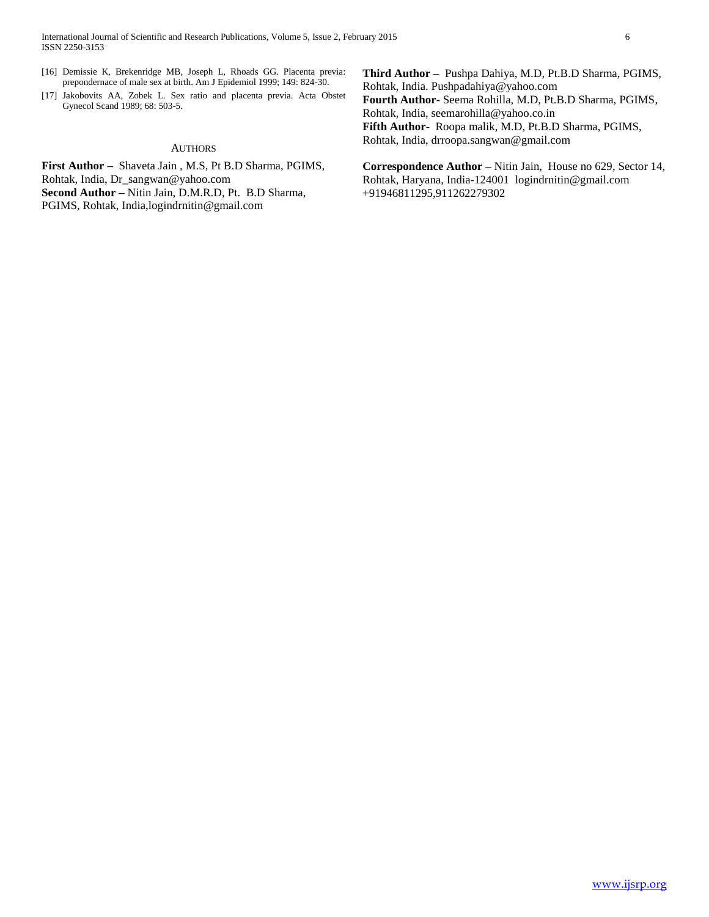[16] Demissie K, Brekenridge MB, Joseph L, Rhoads GG. Placenta previa: prepondernace of male sex at birth. Am J Epidemiol 1999; 149: 824-30.

[17] Jakobovits AA, Zobek L. Sex ratio and placenta previa. Acta Obstet Gynecol Scand 1989; 68: 503-5.

## AUTHORS

**First Author –** Shaveta Jain , M.S, Pt B.D Sharma, PGIMS, Rohtak, India, Dr_sangwan@yahoo.com

**Second Author –** Nitin Jain, D.M.R.D, Pt. B.D Sharma, PGIMS, Rohtak, India,logindrnitin@gmail.com

**Third Author –** Pushpa Dahiya, M.D, Pt.B.D Sharma, PGIMS, Rohtak, India. Pushpadahiya@yahoo.com

**Fourth Author-** Seema Rohilla, M.D, Pt.B.D Sharma, PGIMS, Rohtak, India, seemarohilla@yahoo.co.in

**Fifth Author-** Roopa malik, M.D, Pt.B.D Sharma, PGIMS, Rohtak, India, drroopa.sangwan@gmail.com

**Correspondence Author –** Nitin Jain, House no 629, Sector 14, Rohtak, Haryana, India-124001 logindrnitin@gmail.com +91946811295,911262279302